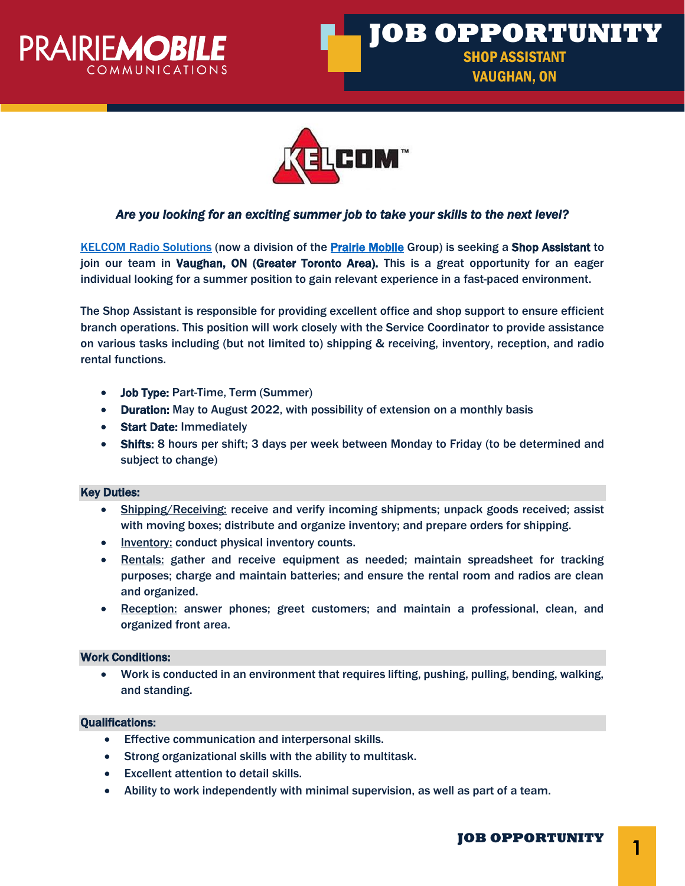PRAIRIEMOBILE COMMUNICATIONS

# JOB OPPORTUNITY

## SHOP ASSISTANT
## VAUGHAN, ON

KELCOM

***Are you looking for an exciting summer job to take your skills to the next level?***

KELCOM Radio Solutions (now a division of the **Prairie Mobile** Group) is seeking a **Shop Assistant** to join our team in **Vaughan, ON (Greater Toronto Area).** This is a great opportunity for an eager individual looking for a summer position to gain relevant experience in a fast-paced environment.

The Shop Assistant is responsible for providing excellent office and shop support to ensure efficient branch operations. This position will work closely with the Service Coordinator to provide assistance on various tasks including (but not limited to) shipping & receiving, inventory, reception, and radio rental functions.

- **Job Type:** Part-Time, Term (Summer)
- **Duration:** May to August 2022, with possibility of extension on a monthly basis
- **Start Date:** Immediately
- **Shifts:** 8 hours per shift; 3 days per week between Monday to Friday (to be determined and subject to change)

### Key Duties:

- Shipping/Receiving: receive and verify incoming shipments; unpack goods received; assist with moving boxes; distribute and organize inventory; and prepare orders for shipping.
- Inventory: conduct physical inventory counts.
- Rentals: gather and receive equipment as needed; maintain spreadsheet for tracking purposes; charge and maintain batteries; and ensure the rental room and radios are clean and organized.
- Reception: answer phones; greet customers; and maintain a professional, clean, and organized front area.

### Work Conditions:

- Work is conducted in an environment that requires lifting, pushing, pulling, bending, walking, and standing.

### Qualifications:

- Effective communication and interpersonal skills.
- Strong organizational skills with the ability to multitask.
- Excellent attention to detail skills.
- Ability to work independently with minimal supervision, as well as part of a team.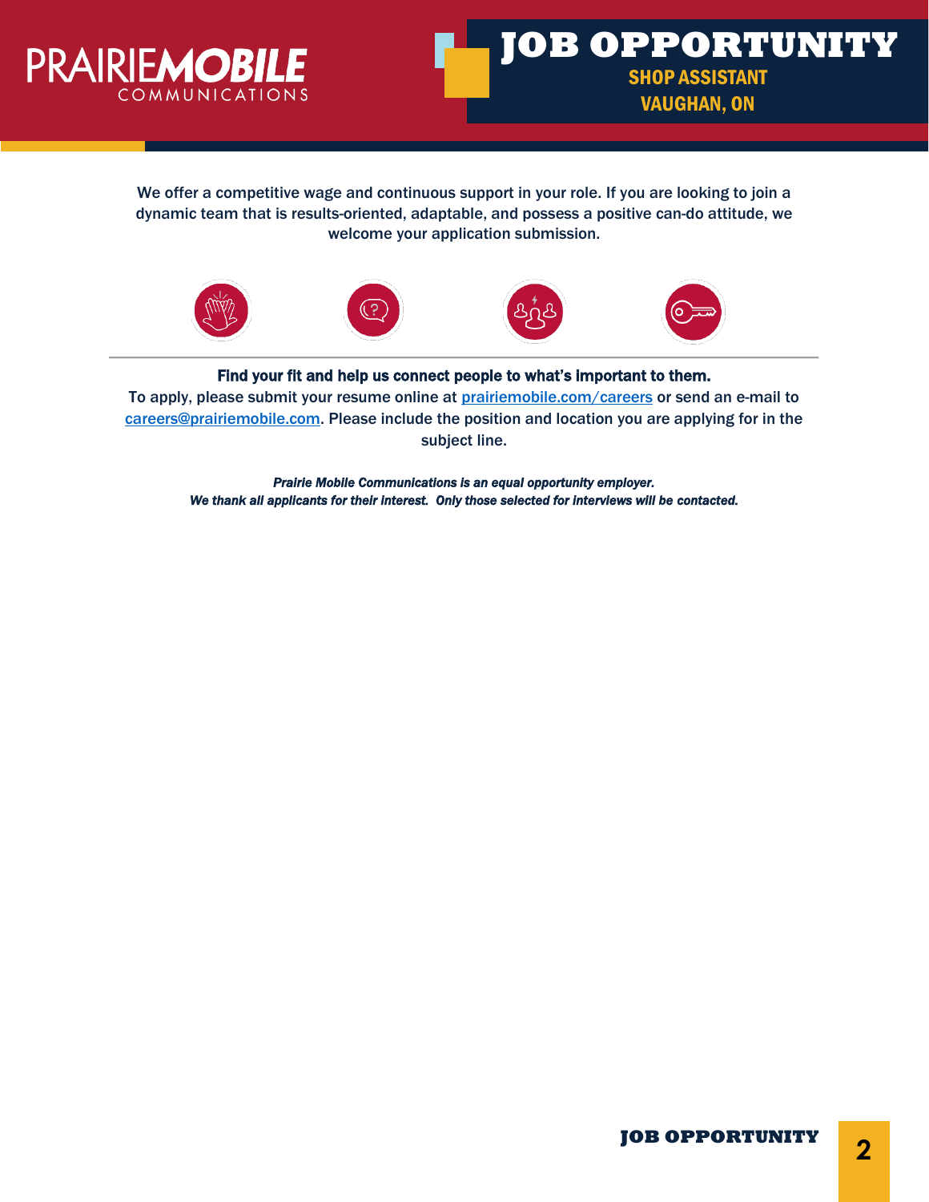PRAIRIEMOBILE COMMUNICATIONS

# JOB OPPORTUNITY

## SHOP ASSISTANT
## VAUGHAN, ON

We offer a competitive wage and continuous support in your role. If you are looking to join a dynamic team that is results-oriented, adaptable, and possess a positive can-do attitude, we welcome your application submission.

**Find your fit and help us connect people to what's important to them.**

To apply, please submit your resume online at [prairiemobile.com/careers](prairiemobile.com/careers) or send an e-mail to [careers@prairiemobile.com](mailto:careers@prairiemobile.com). Please include the position and location you are applying for in the subject line.

***Prairie Mobile Communications is an equal opportunity employer.***
***We thank all applicants for their interest. Only those selected for interviews will be contacted.***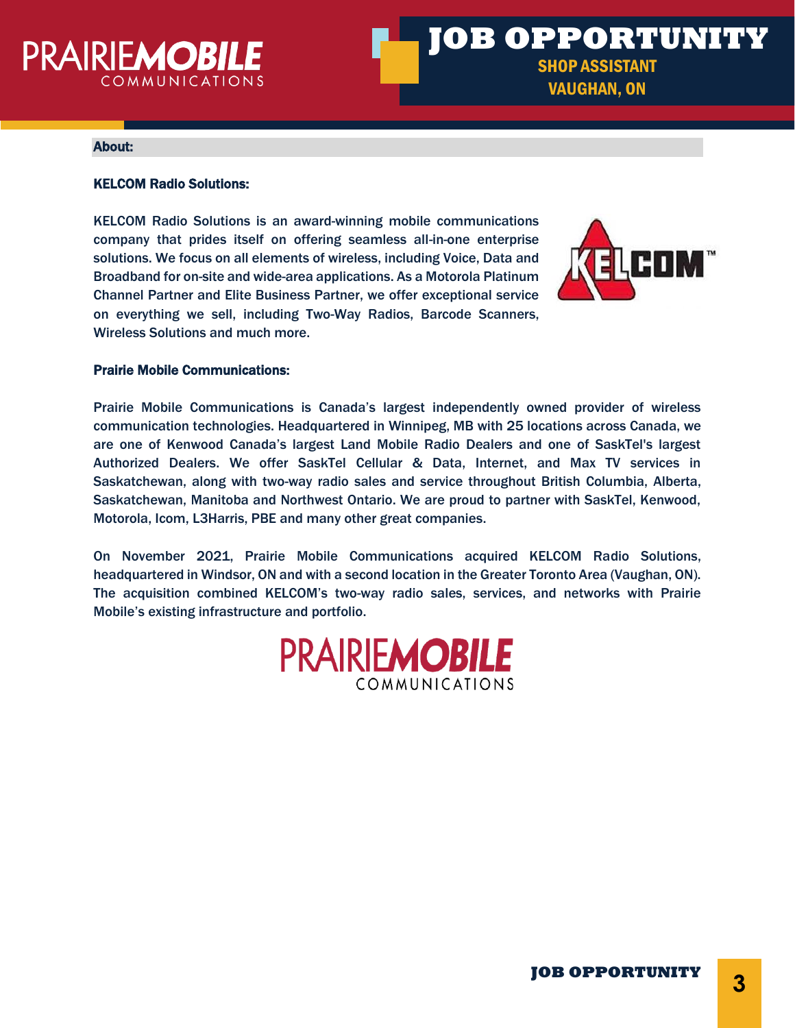# JOB OPPORTUNITY

## SHOP ASSISTANT
## VAUGHAN, ON

**About:**

**KELCOM Radio Solutions:**

KELCOM Radio Solutions is an award-winning mobile communications company that prides itself on offering seamless all-in-one enterprise solutions. We focus on all elements of wireless, including Voice, Data and Broadband for on-site and wide-area applications. As a Motorola Platinum Channel Partner and Elite Business Partner, we offer exceptional service on everything we sell, including Two-Way Radios, Barcode Scanners, Wireless Solutions and much more.

**Prairie Mobile Communications:**

Prairie Mobile Communications is Canada's largest independently owned provider of wireless communication technologies. Headquartered in Winnipeg, MB with 25 locations across Canada, we are one of Kenwood Canada's largest Land Mobile Radio Dealers and one of SaskTel's largest Authorized Dealers. We offer SaskTel Cellular & Data, Internet, and Max TV services in Saskatchewan, along with two-way radio sales and service throughout British Columbia, Alberta, Saskatchewan, Manitoba and Northwest Ontario. We are proud to partner with SaskTel, Kenwood, Motorola, Icom, L3Harris, PBE and many other great companies.

On November 2021, Prairie Mobile Communications acquired KELCOM Radio Solutions, headquartered in Windsor, ON and with a second location in the Greater Toronto Area (Vaughan, ON). The acquisition combined KELCOM's two-way radio sales, services, and networks with Prairie Mobile's existing infrastructure and portfolio.